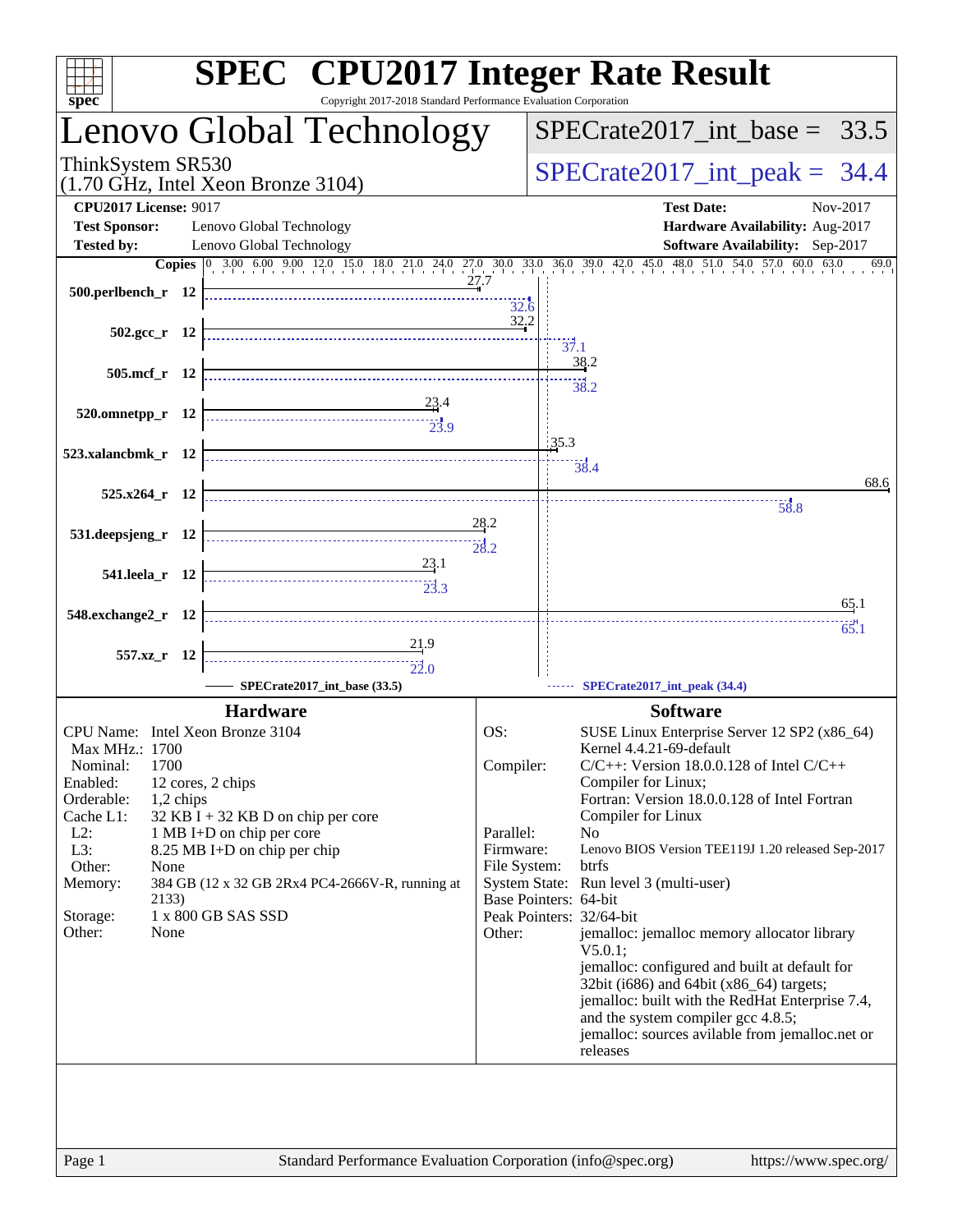# SPEC CPU2017 Integer Rate Result

Copyright 2017-2018 Standard Performance Evaluation Corporation

## Lenovo Global Technology

ThinkSystem SR530
(1.70 GHz, Intel Xeon Bronze 3104)

SPECrate2017_int_base = 33.5

SPECrate2017_int_peak = 34.4

**CPU2017 License:** 9017
**Test Sponsor:** Lenovo Global Technology
**Tested by:** Lenovo Global Technology

**Test Date:** Nov-2017
**Hardware Availability:** Aug-2017
**Software Availability:** Sep-2017

| Benchmark | Copies | SPECrate2017_int_base (33.5) | SPECrate2017_int_peak (34.4) |
|---|---|---|---|
| 500.perlbench_r | 12 | 27.7 | 32.6 |
| 502.gcc_r | 12 | 32.2 | 37.1 |
| 505.mcf_r | 12 | 38.2 | 38.2 |
| 520.omnetpp_r | 12 | 23.4 | 23.9 |
| 523.xalancbmk_r | 12 | 35.3 | 38.4 |
| 525.x264_r | 12 | 68.6 | 58.8 |
| 531.deepsjeng_r | 12 | 28.2 | 28.2 |
| 541.leela_r | 12 | 23.1 | 23.3 |
| 548.exchange2_r | 12 | 65.1 | 65.1 |
| 557.xz_r | 12 | 21.9 | 22.0 |

### Hardware

| | |
|---|---|
| CPU Name: | Intel Xeon Bronze 3104 |
| Max MHz.: | 1700 |
| Nominal: | 1700 |
| Enabled: | 12 cores, 2 chips |
| Orderable: | 1,2 chips |
| Cache L1: | 32 KB I + 32 KB D on chip per core |
| L2: | 1 MB I+D on chip per core |
| L3: | 8.25 MB I+D on chip per chip |
| Other: | None |
| Memory: | 384 GB (12 x 32 GB 2Rx4 PC4-2666V-R, running at 2133) |
| Storage: | 1 x 800 GB SAS SSD |
| Other: | None |

### Software

| | |
|---|---|
| OS: | SUSE Linux Enterprise Server 12 SP2 (x86_64) Kernel 4.4.21-69-default |
| Compiler: | C/C++: Version 18.0.0.128 of Intel C/C++ Compiler for Linux; Fortran: Version 18.0.0.128 of Intel Fortran Compiler for Linux |
| Parallel: | No |
| Firmware: | Lenovo BIOS Version TEE119J 1.20 released Sep-2017 |
| File System: | btrfs |
| System State: | Run level 3 (multi-user) |
| Base Pointers: | 64-bit |
| Peak Pointers: | 32/64-bit |
| Other: | jemalloc: jemalloc memory allocator library V5.0.1; jemalloc: configured and built at default for 32bit (i686) and 64bit (x86_64) targets; jemalloc: built with the RedHat Enterprise 7.4, and the system compiler gcc 4.8.5; jemalloc: sources avilable from jemalloc.net or releases |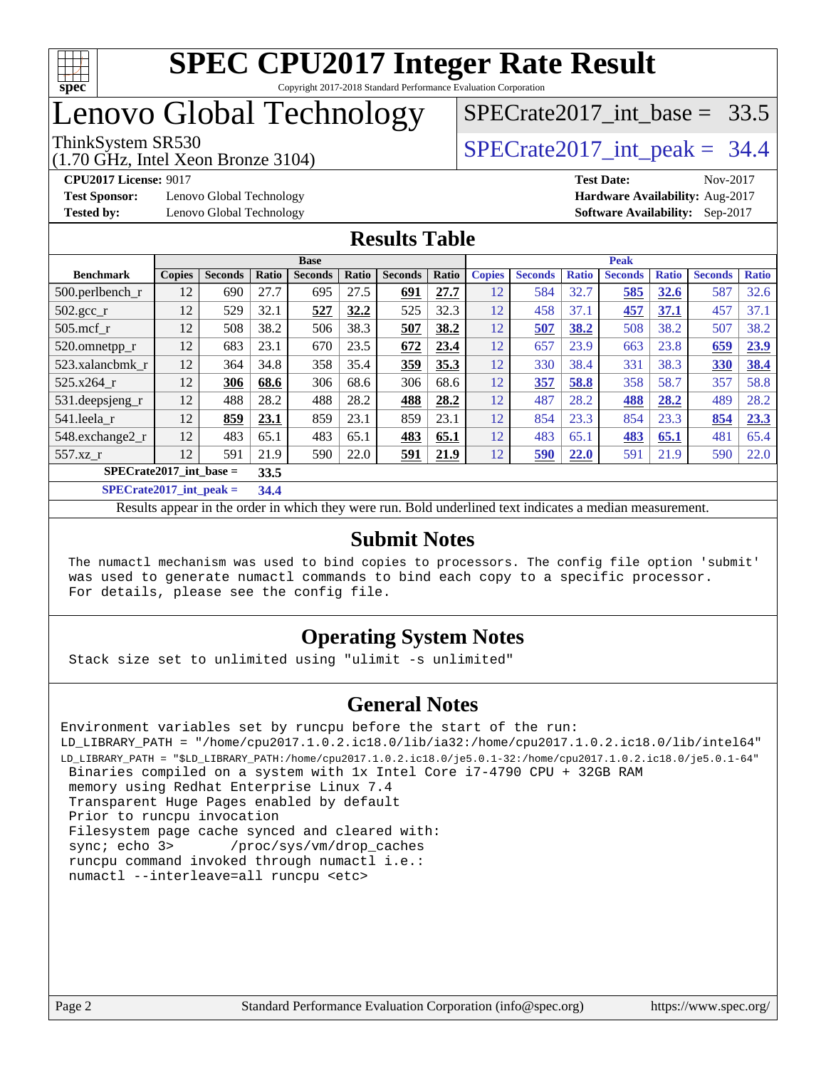# SPEC CPU2017 Integer Rate Result

Copyright 2017-2018 Standard Performance Evaluation Corporation

# Lenovo Global Technology

ThinkSystem SR530
(1.70 GHz, Intel Xeon Bronze 3104)

SPECrate2017_int_base = 33.5

SPECrate2017_int_peak = 34.4

**CPU2017 License:** 9017
**Test Sponsor:** Lenovo Global Technology
**Tested by:** Lenovo Global Technology
**Test Date:** Nov-2017
**Hardware Availability:** Aug-2017
**Software Availability:** Sep-2017

## Results Table

| Benchmark | Base | | | | | | | Peak | | | | | | |
|---|---|---|---|---|---|---|---|---|---|---|---|---|---|---|
| | Copies | Seconds | Ratio | Seconds | Ratio | Seconds | Ratio | Copies | Seconds | Ratio | Seconds | Ratio | Seconds | Ratio |
| 500.perlbench_r | 12 | 690 | 27.7 | 695 | 27.5 | **691** | **27.7** | 12 | 584 | 32.7 | **585** | **32.6** | 587 | 32.6 |
| 502.gcc_r | 12 | 529 | 32.1 | **527** | **32.2** | 525 | 32.3 | 12 | 458 | 37.1 | **457** | **37.1** | 457 | 37.1 |
| 505.mcf_r | 12 | 508 | 38.2 | 506 | 38.3 | **507** | **38.2** | 12 | **507** | **38.2** | 508 | 38.2 | 507 | 38.2 |
| 520.omnetpp_r | 12 | 683 | 23.1 | 670 | 23.5 | **672** | **23.4** | 12 | 657 | 23.9 | 663 | 23.8 | **659** | **23.9** |
| 523.xalancbmk_r | 12 | 364 | 34.8 | 358 | 35.4 | **359** | **35.3** | 12 | 330 | 38.4 | 331 | 38.3 | **330** | **38.4** |
| 525.x264_r | 12 | **306** | **68.6** | 306 | 68.6 | 306 | 68.6 | 12 | **357** | **58.8** | 358 | 58.7 | 357 | 58.8 |
| 531.deepsjeng_r | 12 | 488 | 28.2 | 488 | 28.2 | **488** | **28.2** | 12 | 487 | 28.2 | **488** | **28.2** | 489 | 28.2 |
| 541.leela_r | 12 | **859** | **23.1** | 859 | 23.1 | 859 | 23.1 | 12 | 854 | 23.3 | 854 | 23.3 | **854** | **23.3** |
| 548.exchange2_r | 12 | 483 | 65.1 | 483 | 65.1 | **483** | **65.1** | 12 | 483 | 65.1 | **483** | **65.1** | 481 | 65.4 |
| 557.xz_r | 12 | 591 | 21.9 | 590 | 22.0 | **591** | **21.9** | 12 | **590** | **22.0** | 591 | 21.9 | 590 | 22.0 |

**SPECrate2017_int_base = 33.5**

**SPECrate2017_int_peak = 34.4**

Results appear in the order in which they were run. Bold underlined text indicates a median measurement.

## Submit Notes

```
The numactl mechanism was used to bind copies to processors. The config file option 'submit'
was used to generate numactl commands to bind each copy to a specific processor.
For details, please see the config file.
```

## Operating System Notes

```
Stack size set to unlimited using "ulimit -s unlimited"
```

## General Notes

```
Environment variables set by runcpu before the start of the run:
LD_LIBRARY_PATH = "/home/cpu2017.1.0.2.ic18.0/lib/ia32:/home/cpu2017.1.0.2.ic18.0/lib/intel64"
LD_LIBRARY_PATH = "$LD_LIBRARY_PATH:/home/cpu2017.1.0.2.ic18.0/je5.0.1-32:/home/cpu2017.1.0.2.ic18.0/je5.0.1-64"
 Binaries compiled on a system with 1x Intel Core i7-4790 CPU + 32GB RAM
 memory using Redhat Enterprise Linux 7.4
 Transparent Huge Pages enabled by default
 Prior to runcpu invocation
 Filesystem page cache synced and cleared with:
 sync; echo 3>       /proc/sys/vm/drop_caches
 runcpu command invoked through numactl i.e.:
 numactl --interleave=all runcpu <etc>
```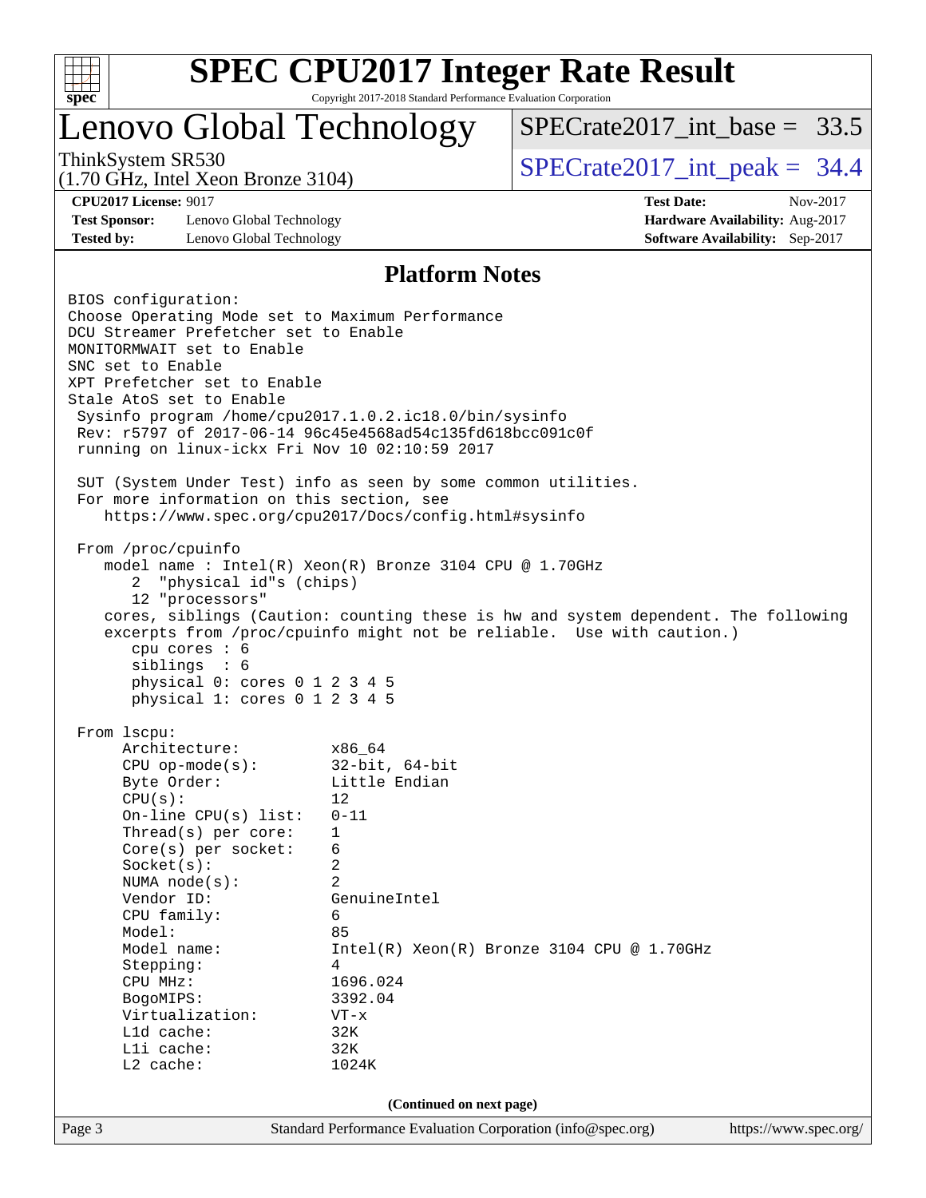## Platform Notes

```
BIOS configuration:
Choose Operating Mode set to Maximum Performance
DCU Streamer Prefetcher set to Enable
MONITORMWAIT set to Enable
SNC set to Enable
XPT Prefetcher set to Enable
Stale AtoS set to Enable
 Sysinfo program /home/cpu2017.1.0.2.ic18.0/bin/sysinfo
 Rev: r5797 of 2017-06-14 96c45e4568ad54c135fd618bcc091c0f
 running on linux-ickx Fri Nov 10 02:10:59 2017

 SUT (System Under Test) info as seen by some common utilities.
 For more information on this section, see
    https://www.spec.org/cpu2017/Docs/config.html#sysinfo

 From /proc/cpuinfo
    model name : Intel(R) Xeon(R) Bronze 3104 CPU @ 1.70GHz
       2  "physical id"s (chips)
       12 "processors"
    cores, siblings (Caution: counting these is hw and system dependent. The following
    excerpts from /proc/cpuinfo might not be reliable.  Use with caution.)
       cpu cores : 6
       siblings  : 6
       physical 0: cores 0 1 2 3 4 5
       physical 1: cores 0 1 2 3 4 5

 From lscpu:
      Architecture:          x86_64
      CPU op-mode(s):        32-bit, 64-bit
      Byte Order:            Little Endian
      CPU(s):                12
      On-line CPU(s) list:   0-11
      Thread(s) per core:    1
      Core(s) per socket:    6
      Socket(s):             2
      NUMA node(s):          2
      Vendor ID:             GenuineIntel
      CPU family:            6
      Model:                 85
      Model name:            Intel(R) Xeon(R) Bronze 3104 CPU @ 1.70GHz
      Stepping:              4
      CPU MHz:               1696.024
      BogoMIPS:              3392.04
      Virtualization:        VT-x
      L1d cache:             32K
      L1i cache:             32K
      L2 cache:              1024K
```

(Continued on next page)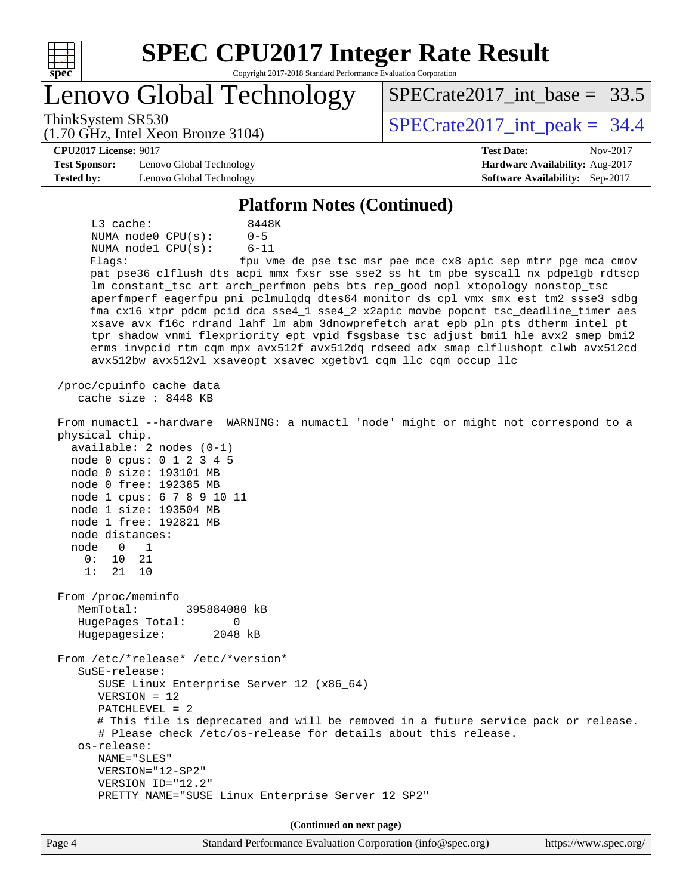# SPEC CPU2017 Integer Rate Result

Copyright 2017-2018 Standard Performance Evaluation Corporation

## Lenovo Global Technology

ThinkSystem SR530
(1.70 GHz, Intel Xeon Bronze 3104)

SPECrate2017_int_base = 33.5

SPECrate2017_int_peak = 34.4

**CPU2017 License:** 9017
**Test Sponsor:** Lenovo Global Technology
**Tested by:** Lenovo Global Technology

**Test Date:** Nov-2017
**Hardware Availability:** Aug-2017
**Software Availability:** Sep-2017

### Platform Notes (Continued)

```
      L3 cache:              8448K
      NUMA node0 CPU(s):     0-5
      NUMA node1 CPU(s):     6-11
      Flags:                 fpu vme de pse tsc msr pae mce cx8 apic sep mtrr pge mca cmov
      pat pse36 clflush dts acpi mmx fxsr sse sse2 ss ht tm pbe syscall nx pdpe1gb rdtscp
      lm constant_tsc art arch_perfmon pebs bts rep_good nopl xtopology nonstop_tsc
      aperfmperf eagerfpu pni pclmulqdq dtes64 monitor ds_cpl vmx smx est tm2 ssse3 sdbg
      fma cx16 xtpr pdcm pcid dca sse4_1 sse4_2 x2apic movbe popcnt tsc_deadline_timer aes
      xsave avx f16c rdrand lahf_lm abm 3dnowprefetch arat epb pln pts dtherm intel_pt
      tpr_shadow vnmi flexpriority ept vpid fsgsbase tsc_adjust bmi1 hle avx2 smep bmi2
      erms invpcid rtm cqm mpx avx512f avx512dq rdseed adx smap clflushopt clwb avx512cd
      avx512bw avx512vl xsaveopt xsavec xgetbv1 cqm_llc cqm_occup_llc

 /proc/cpuinfo cache data
    cache size : 8448 KB

 From numactl --hardware  WARNING: a numactl 'node' might or might not correspond to a
 physical chip.
   available: 2 nodes (0-1)
   node 0 cpus: 0 1 2 3 4 5
   node 0 size: 193101 MB
   node 0 free: 192385 MB
   node 1 cpus: 6 7 8 9 10 11
   node 1 size: 193504 MB
   node 1 free: 192821 MB
   node distances:
   node   0   1
     0:  10  21
     1:  21  10

 From /proc/meminfo
    MemTotal:       395884080 kB
    HugePages_Total:       0
    Hugepagesize:       2048 kB

 From /etc/*release* /etc/*version*
    SuSE-release:
       SUSE Linux Enterprise Server 12 (x86_64)
       VERSION = 12
       PATCHLEVEL = 2
       # This file is deprecated and will be removed in a future service pack or release.
       # Please check /etc/os-release for details about this release.
    os-release:
       NAME="SLES"
       VERSION="12-SP2"
       VERSION_ID="12.2"
       PRETTY_NAME="SUSE Linux Enterprise Server 12 SP2"
```

**(Continued on next page)**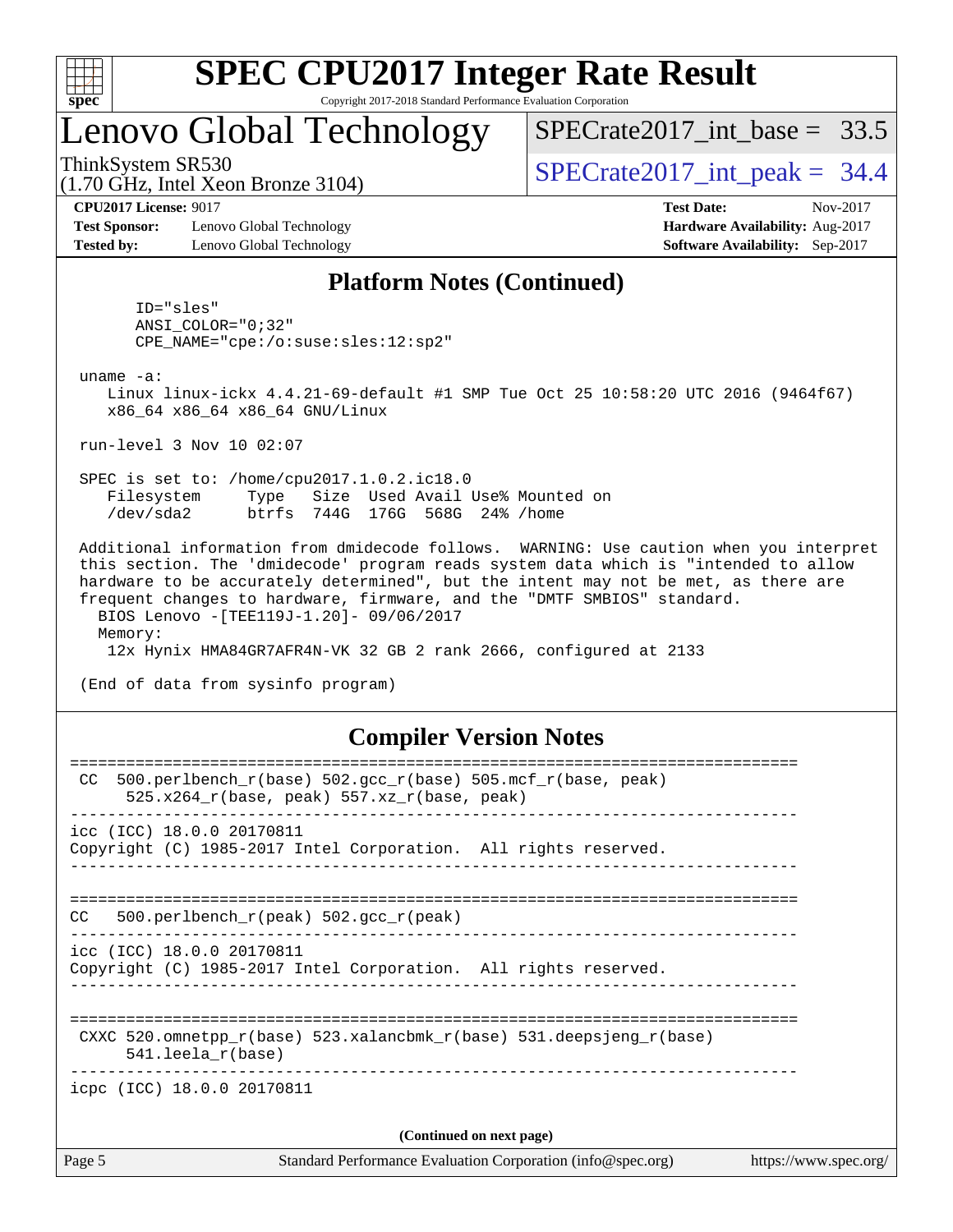## Platform Notes (Continued)

```
      ID="sles"
      ANSI_COLOR="0;32"
      CPE_NAME="cpe:/o:suse:sles:12:sp2"

 uname -a:
    Linux linux-ickx 4.4.21-69-default #1 SMP Tue Oct 25 10:58:20 UTC 2016 (9464f67)
    x86_64 x86_64 x86_64 GNU/Linux

 run-level 3 Nov 10 02:07

 SPEC is set to: /home/cpu2017.1.0.2.ic18.0
    Filesystem     Type   Size  Used Avail Use% Mounted on
    /dev/sda2      btrfs  744G  176G  568G  24% /home

 Additional information from dmidecode follows.  WARNING: Use caution when you interpret
 this section. The 'dmidecode' program reads system data which is "intended to allow
 hardware to be accurately determined", but the intent may not be met, as there are
 frequent changes to hardware, firmware, and the "DMTF SMBIOS" standard.
   BIOS Lenovo -[TEE119J-1.20]- 09/06/2017
   Memory:
    12x Hynix HMA84GR7AFR4N-VK 32 GB 2 rank 2666, configured at 2133

 (End of data from sysinfo program)
```

## Compiler Version Notes

```
==============================================================================
 CC  500.perlbench_r(base) 502.gcc_r(base) 505.mcf_r(base, peak)
      525.x264_r(base, peak) 557.xz_r(base, peak)
------------------------------------------------------------------------------
icc (ICC) 18.0.0 20170811
Copyright (C) 1985-2017 Intel Corporation.  All rights reserved.
------------------------------------------------------------------------------

==============================================================================
CC   500.perlbench_r(peak) 502.gcc_r(peak)
------------------------------------------------------------------------------
icc (ICC) 18.0.0 20170811
Copyright (C) 1985-2017 Intel Corporation.  All rights reserved.
------------------------------------------------------------------------------

==============================================================================
 CXXC 520.omnetpp_r(base) 523.xalancbmk_r(base) 531.deepsjeng_r(base)
      541.leela_r(base)
------------------------------------------------------------------------------
icpc (ICC) 18.0.0 20170811
```

(Continued on next page)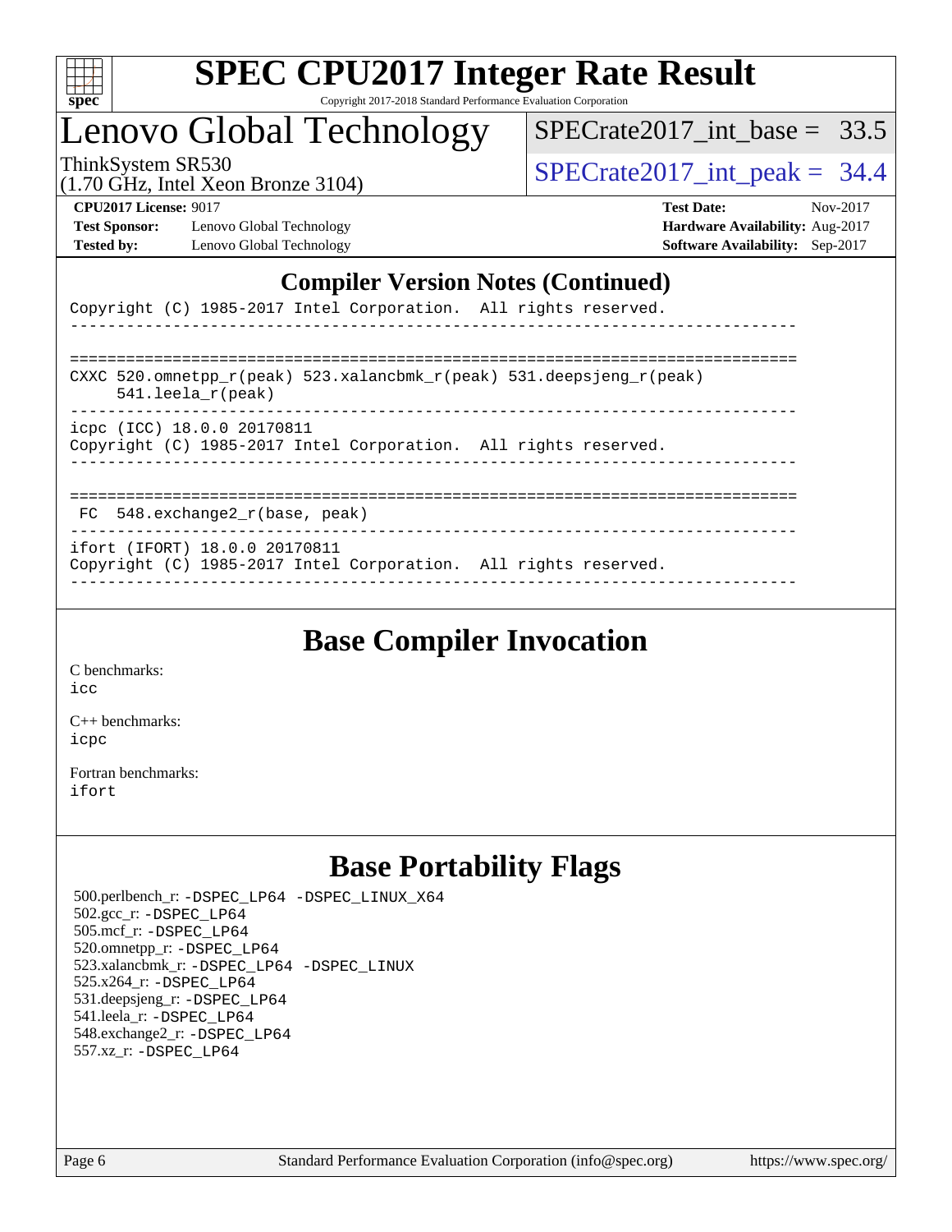## Compiler Version Notes (Continued)

```
Copyright (C) 1985-2017 Intel Corporation.  All rights reserved.
------------------------------------------------------------------------------

==============================================================================
CXXC 520.omnetpp_r(peak) 523.xalancbmk_r(peak) 531.deepsjeng_r(peak)
      541.leela_r(peak)
------------------------------------------------------------------------------
icpc (ICC) 18.0.0 20170811
Copyright (C) 1985-2017 Intel Corporation.  All rights reserved.
------------------------------------------------------------------------------

==============================================================================
 FC  548.exchange2_r(base, peak)
------------------------------------------------------------------------------
ifort (IFORT) 18.0.0 20170811
Copyright (C) 1985-2017 Intel Corporation.  All rights reserved.
------------------------------------------------------------------------------
```

## Base Compiler Invocation

C benchmarks:
icc

C++ benchmarks:
icpc

Fortran benchmarks:
ifort

## Base Portability Flags

500.perlbench_r: -DSPEC_LP64 -DSPEC_LINUX_X64
502.gcc_r: -DSPEC_LP64
505.mcf_r: -DSPEC_LP64
520.omnetpp_r: -DSPEC_LP64
523.xalancbmk_r: -DSPEC_LP64 -DSPEC_LINUX
525.x264_r: -DSPEC_LP64
531.deepsjeng_r: -DSPEC_LP64
541.leela_r: -DSPEC_LP64
548.exchange2_r: -DSPEC_LP64
557.xz_r: -DSPEC_LP64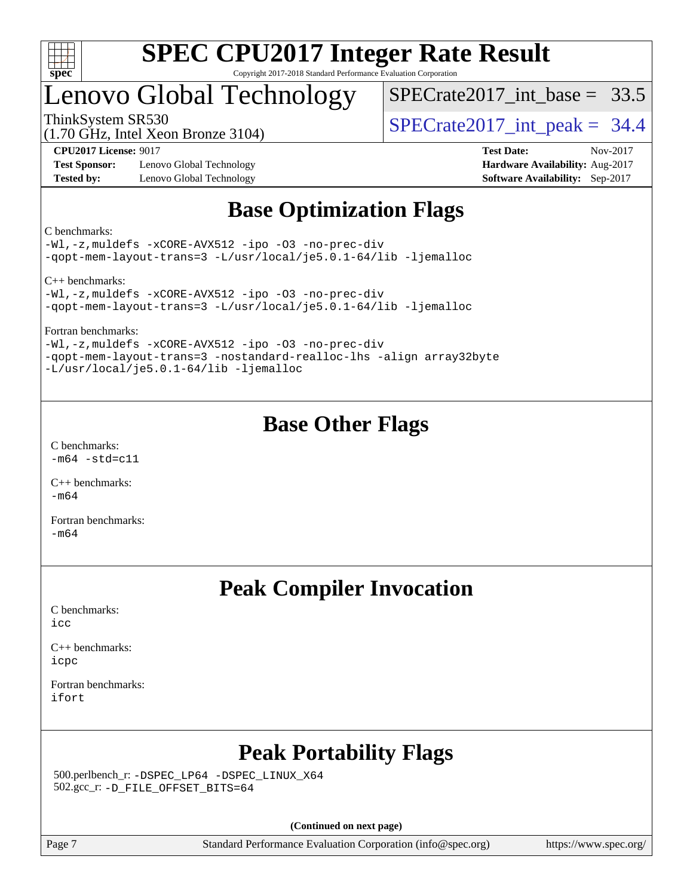# SPEC CPU2017 Integer Rate Result

Copyright 2017-2018 Standard Performance Evaluation Corporation

## Lenovo Global Technology

ThinkSystem SR530
(1.70 GHz, Intel Xeon Bronze 3104)

SPECrate2017_int_base = 33.5

SPECrate2017_int_peak = 34.4

**CPU2017 License:** 9017
**Test Sponsor:** Lenovo Global Technology
**Tested by:** Lenovo Global Technology

**Test Date:** Nov-2017
**Hardware Availability:** Aug-2017
**Software Availability:** Sep-2017

## Base Optimization Flags

C benchmarks:
```
-Wl,-z,muldefs -xCORE-AVX512 -ipo -O3 -no-prec-div
-qopt-mem-layout-trans=3 -L/usr/local/je5.0.1-64/lib -ljemalloc
```

C++ benchmarks:
```
-Wl,-z,muldefs -xCORE-AVX512 -ipo -O3 -no-prec-div
-qopt-mem-layout-trans=3 -L/usr/local/je5.0.1-64/lib -ljemalloc
```

Fortran benchmarks:
```
-Wl,-z,muldefs -xCORE-AVX512 -ipo -O3 -no-prec-div
-qopt-mem-layout-trans=3 -nostandard-realloc-lhs -align array32byte
-L/usr/local/je5.0.1-64/lib -ljemalloc
```

## Base Other Flags

C benchmarks:
```
-m64 -std=c11
```

C++ benchmarks:
```
-m64
```

Fortran benchmarks:
```
-m64
```

## Peak Compiler Invocation

C benchmarks:
```
icc
```

C++ benchmarks:
```
icpc
```

Fortran benchmarks:
```
ifort
```

## Peak Portability Flags

500.perlbench_r: -DSPEC_LP64 -DSPEC_LINUX_X64
502.gcc_r: -D_FILE_OFFSET_BITS=64

**(Continued on next page)**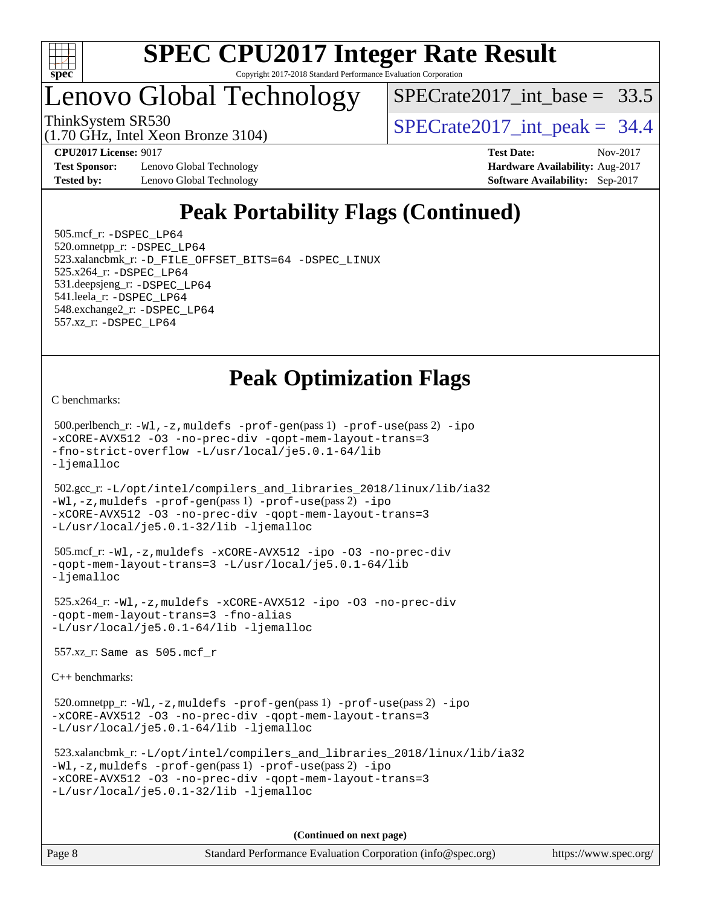# SPEC CPU2017 Integer Rate Result

Copyright 2017-2018 Standard Performance Evaluation Corporation

## Lenovo Global Technology

ThinkSystem SR530
(1.70 GHz, Intel Xeon Bronze 3104)

SPECrate2017_int_base = 33.5

SPECrate2017_int_peak = 34.4

**CPU2017 License:** 9017
**Test Sponsor:** Lenovo Global Technology
**Tested by:** Lenovo Global Technology

**Test Date:** Nov-2017
**Hardware Availability:** Aug-2017
**Software Availability:** Sep-2017

## Peak Portability Flags (Continued)

505.mcf_r: -DSPEC_LP64
520.omnetpp_r: -DSPEC_LP64
523.xalancbmk_r: -D_FILE_OFFSET_BITS=64 -DSPEC_LINUX
525.x264_r: -DSPEC_LP64
531.deepsjeng_r: -DSPEC_LP64
541.leela_r: -DSPEC_LP64
548.exchange2_r: -DSPEC_LP64
557.xz_r: -DSPEC_LP64

## Peak Optimization Flags

C benchmarks:

500.perlbench_r: -Wl,-z,muldefs -prof-gen(pass 1) -prof-use(pass 2) -ipo -xCORE-AVX512 -O3 -no-prec-div -qopt-mem-layout-trans=3 -fno-strict-overflow -L/usr/local/je5.0.1-64/lib -ljemalloc

502.gcc_r: -L/opt/intel/compilers_and_libraries_2018/linux/lib/ia32 -Wl,-z,muldefs -prof-gen(pass 1) -prof-use(pass 2) -ipo -xCORE-AVX512 -O3 -no-prec-div -qopt-mem-layout-trans=3 -L/usr/local/je5.0.1-32/lib -ljemalloc

505.mcf_r: -Wl,-z,muldefs -xCORE-AVX512 -ipo -O3 -no-prec-div -qopt-mem-layout-trans=3 -L/usr/local/je5.0.1-64/lib -ljemalloc

525.x264_r: -Wl,-z,muldefs -xCORE-AVX512 -ipo -O3 -no-prec-div -qopt-mem-layout-trans=3 -fno-alias -L/usr/local/je5.0.1-64/lib -ljemalloc

557.xz_r: Same as 505.mcf_r

C++ benchmarks:

520.omnetpp_r: -Wl,-z,muldefs -prof-gen(pass 1) -prof-use(pass 2) -ipo -xCORE-AVX512 -O3 -no-prec-div -qopt-mem-layout-trans=3 -L/usr/local/je5.0.1-64/lib -ljemalloc

523.xalancbmk_r: -L/opt/intel/compilers_and_libraries_2018/linux/lib/ia32 -Wl,-z,muldefs -prof-gen(pass 1) -prof-use(pass 2) -ipo -xCORE-AVX512 -O3 -no-prec-div -qopt-mem-layout-trans=3 -L/usr/local/je5.0.1-32/lib -ljemalloc

**(Continued on next page)**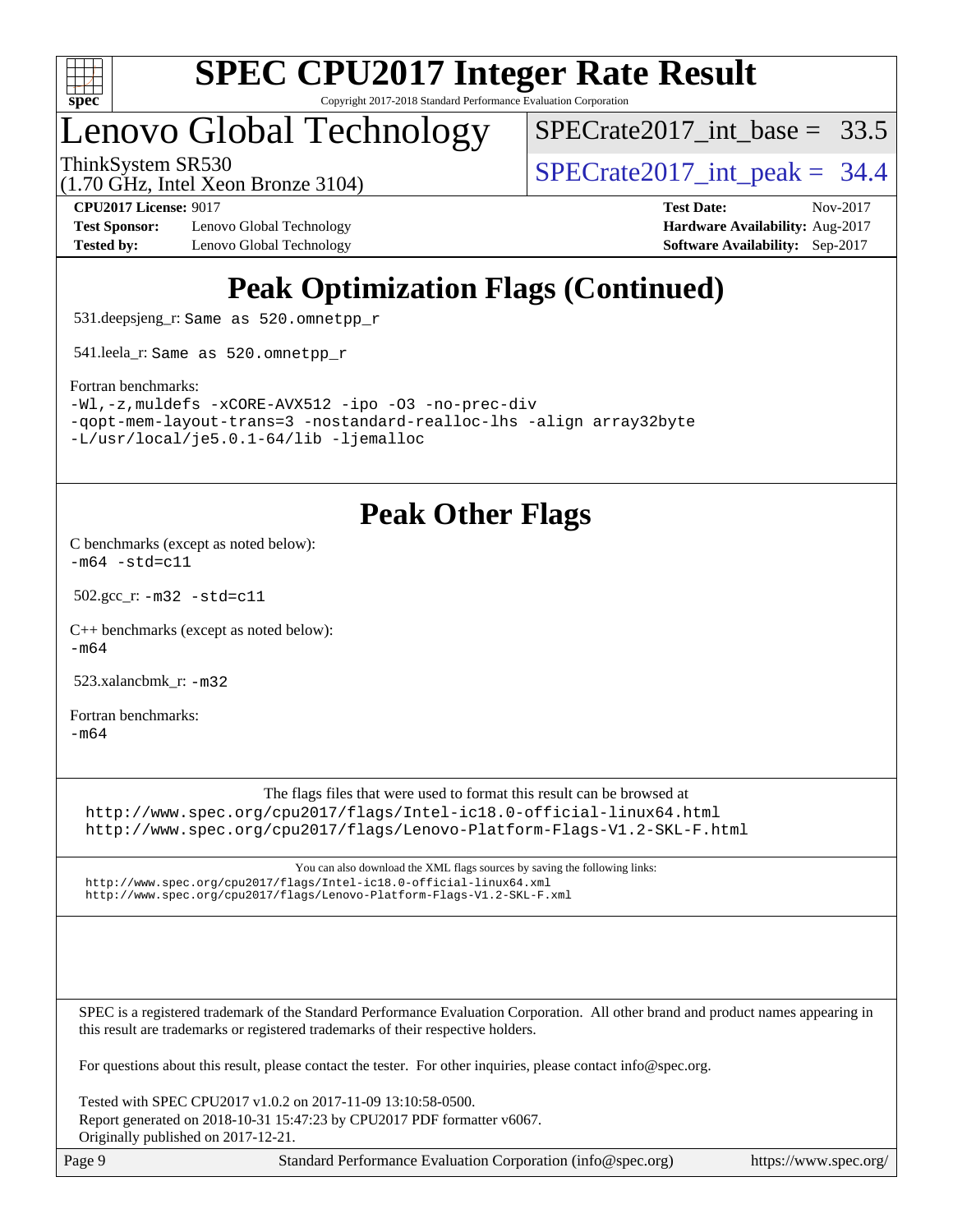# Peak Optimization Flags (Continued)

531.deepsjeng_r: Same as 520.omnetpp_r

541.leela_r: Same as 520.omnetpp_r

Fortran benchmarks:
```
-Wl,-z,muldefs -xCORE-AVX512 -ipo -O3 -no-prec-div
-qopt-mem-layout-trans=3 -nostandard-realloc-lhs -align array32byte
-L/usr/local/je5.0.1-64/lib -ljemalloc
```

# Peak Other Flags

C benchmarks (except as noted below):
```
-m64 -std=c11
```

502.gcc_r: `-m32 -std=c11`

C++ benchmarks (except as noted below):
```
-m64
```

523.xalancbmk_r: `-m32`

Fortran benchmarks:
```
-m64
```

The flags files that were used to format this result can be browsed at
http://www.spec.org/cpu2017/flags/Intel-ic18.0-official-linux64.html
http://www.spec.org/cpu2017/flags/Lenovo-Platform-Flags-V1.2-SKL-F.html

You can also download the XML flags sources by saving the following links:
http://www.spec.org/cpu2017/flags/Intel-ic18.0-official-linux64.xml
http://www.spec.org/cpu2017/flags/Lenovo-Platform-Flags-V1.2-SKL-F.xml

SPEC is a registered trademark of the Standard Performance Evaluation Corporation. All other brand and product names appearing in this result are trademarks or registered trademarks of their respective holders.

For questions about this result, please contact the tester. For other inquiries, please contact info@spec.org.

Tested with SPEC CPU2017 v1.0.2 on 2017-11-09 13:10:58-0500.
Report generated on 2018-10-31 15:47:23 by CPU2017 PDF formatter v6067.
Originally published on 2017-12-21.